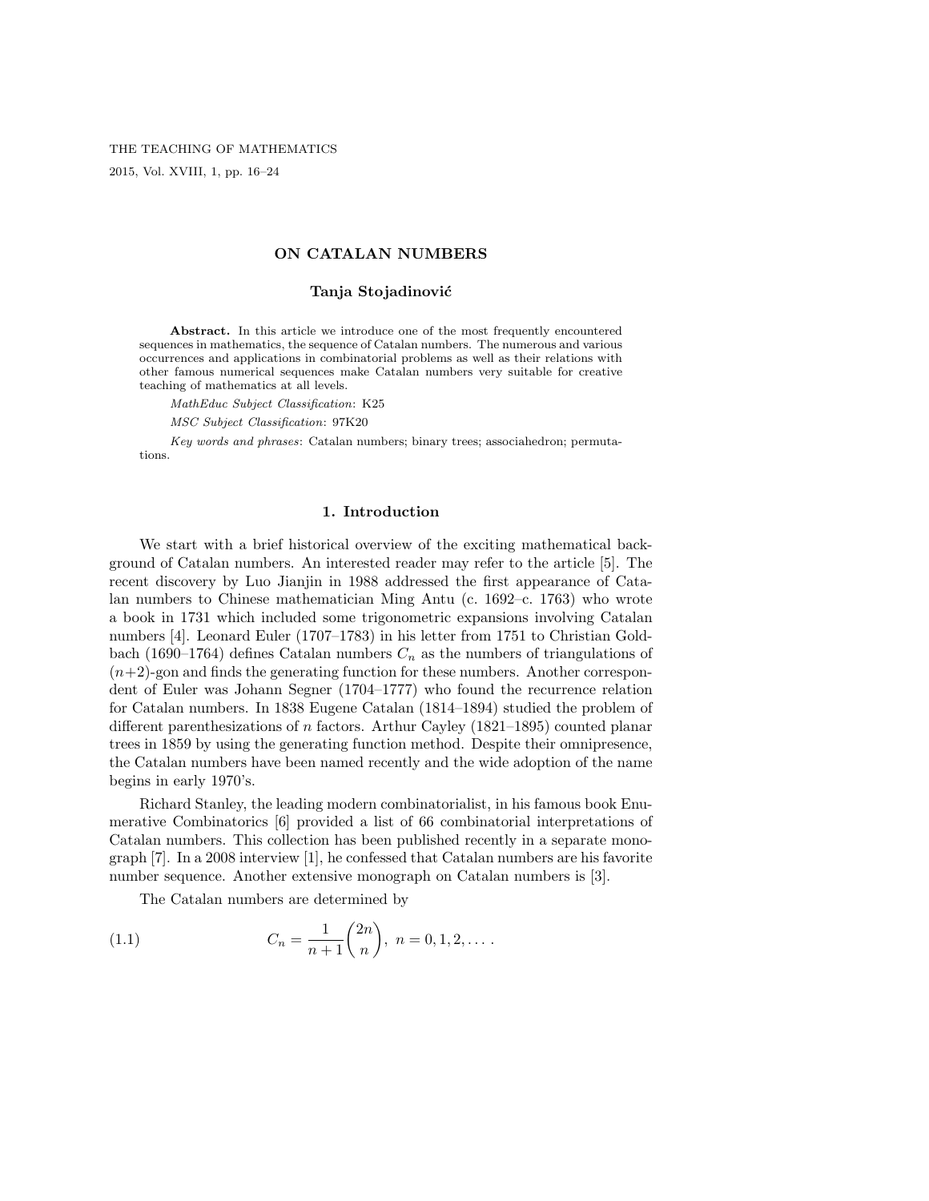# ON CATALAN NUMBERS

**Tanja Stojadinović**

**Abstract.** In this article we introduce one of the most frequently encountered sequences in mathematics, the sequence of Catalan numbers. The numerous and various occurrences and applications in combinatorial problems as well as their relations with other famous numerical sequences make Catalan numbers very suitable for creative teaching of mathematics at all levels.

*MathEduc Subject Classification*: K25

*MSC Subject Classification*: 97K20

*Key words and phrases*: Catalan numbers; binary trees; associahedron; permutations.

## 1. Introduction

We start with a brief historical overview of the exciting mathematical background of Catalan numbers. An interested reader may refer to the article [5]. The recent discovery by Luo Jianjin in 1988 addressed the first appearance of Catalan numbers to Chinese mathematician Ming Antu (c. 1692–c. 1763) who wrote a book in 1731 which included some trigonometric expansions involving Catalan numbers [4]. Leonard Euler (1707–1783) in his letter from 1751 to Christian Goldbach (1690–1764) defines Catalan numbers $C_n$ as the numbers of triangulations of $(n+2)$-gon and finds the generating function for these numbers. Another correspondent of Euler was Johann Segner (1704–1777) who found the recurrence relation for Catalan numbers. In 1838 Eugene Catalan (1814–1894) studied the problem of different parenthesizations of $n$ factors. Arthur Cayley (1821–1895) counted planar trees in 1859 by using the generating function method. Despite their omnipresence, the Catalan numbers have been named recently and the wide adoption of the name begins in early 1970's.

Richard Stanley, the leading modern combinatorialist, in his famous book Enumerative Combinatorics [6] provided a list of 66 combinatorial interpretations of Catalan numbers. This collection has been published recently in a separate monograph [7]. In a 2008 interview [1], he confessed that Catalan numbers are his favorite number sequence. Another extensive monograph on Catalan numbers is [3].

The Catalan numbers are determined by

$$C_n = \frac{1}{n+1}\binom{2n}{n}, \ n = 0, 1, 2, \dots . \tag{1.1}$$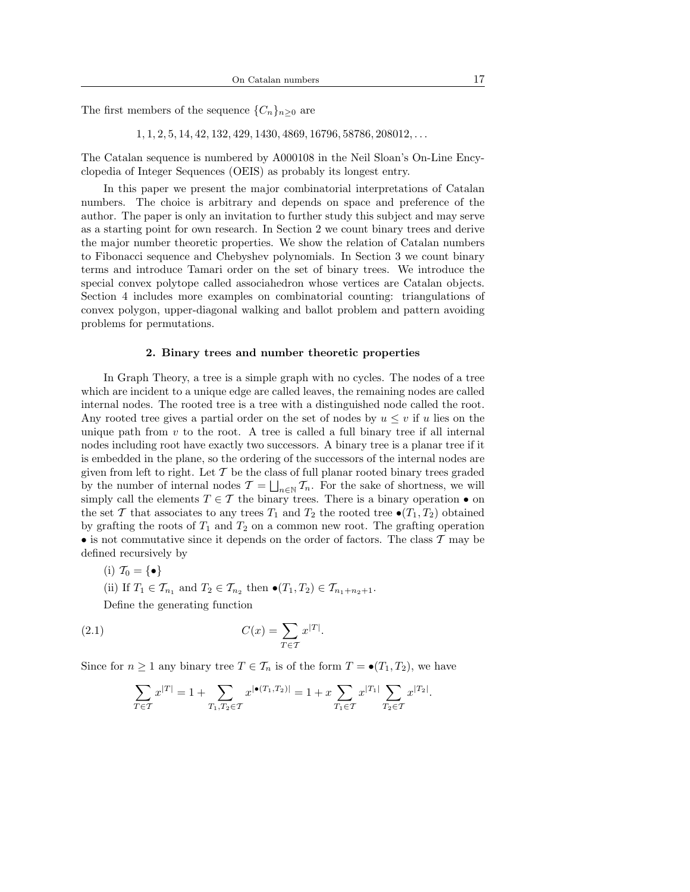The first members of the sequence $\{C_n\}_{n\geq 0}$ are

$$1, 1, 2, 5, 14, 42, 132, 429, 1430, 4869, 16796, 58786, 208012, \ldots$$

The Catalan sequence is numbered by A000108 in the Neil Sloan's On-Line Encyclopedia of Integer Sequences (OEIS) as probably its longest entry.

In this paper we present the major combinatorial interpretations of Catalan numbers. The choice is arbitrary and depends on space and preference of the author. The paper is only an invitation to further study this subject and may serve as a starting point for own research. In Section 2 we count binary trees and derive the major number theoretic properties. We show the relation of Catalan numbers to Fibonacci sequence and Chebyshev polynomials. In Section 3 we count binary terms and introduce Tamari order on the set of binary trees. We introduce the special convex polytope called associahedron whose vertices are Catalan objects. Section 4 includes more examples on combinatorial counting: triangulations of convex polygon, upper-diagonal walking and ballot problem and pattern avoiding problems for permutations.

## 2. Binary trees and number theoretic properties

In Graph Theory, a tree is a simple graph with no cycles. The nodes of a tree which are incident to a unique edge are called leaves, the remaining nodes are called internal nodes. The rooted tree is a tree with a distinguished node called the root. Any rooted tree gives a partial order on the set of nodes by $u \leq v$ if $u$ lies on the unique path from $v$ to the root. A tree is called a full binary tree if all internal nodes including root have exactly two successors. A binary tree is a planar tree if it is embedded in the plane, so the ordering of the successors of the internal nodes are given from left to right. Let $\mathcal{T}$ be the class of full planar rooted binary trees graded by the number of internal nodes $\mathcal{T} = \bigsqcup_{n\in\mathbb{N}} \mathcal{T}_n$. For the sake of shortness, we will simply call the elements $T \in \mathcal{T}$ the binary trees. There is a binary operation $\bullet$ on the set $\mathcal{T}$ that associates to any trees $T_1$ and $T_2$ the rooted tree $\bullet(T_1, T_2)$ obtained by grafting the roots of $T_1$ and $T_2$ on a common new root. The grafting operation $\bullet$ is not commutative since it depends on the order of factors. The class $\mathcal{T}$ may be defined recursively by

(i) $\mathcal{T}_0 = \{\bullet\}$

(ii) If $T_1 \in \mathcal{T}_{n_1}$ and $T_2 \in \mathcal{T}_{n_2}$ then $\bullet(T_1, T_2) \in \mathcal{T}_{n_1+n_2+1}$.

Define the generating function

$$C(x) = \sum_{T\in\mathcal{T}} x^{|T|}. \tag{2.1}$$

Since for $n \geq 1$ any binary tree $T \in \mathcal{T}_n$ is of the form $T = \bullet(T_1, T_2)$, we have

$$\sum_{T\in\mathcal{T}} x^{|T|} = 1 + \sum_{T_1,T_2\in\mathcal{T}} x^{|\bullet(T_1,T_2)|} = 1 + x \sum_{T_1\in\mathcal{T}} x^{|T_1|} \sum_{T_2\in\mathcal{T}} x^{|T_2|}.$$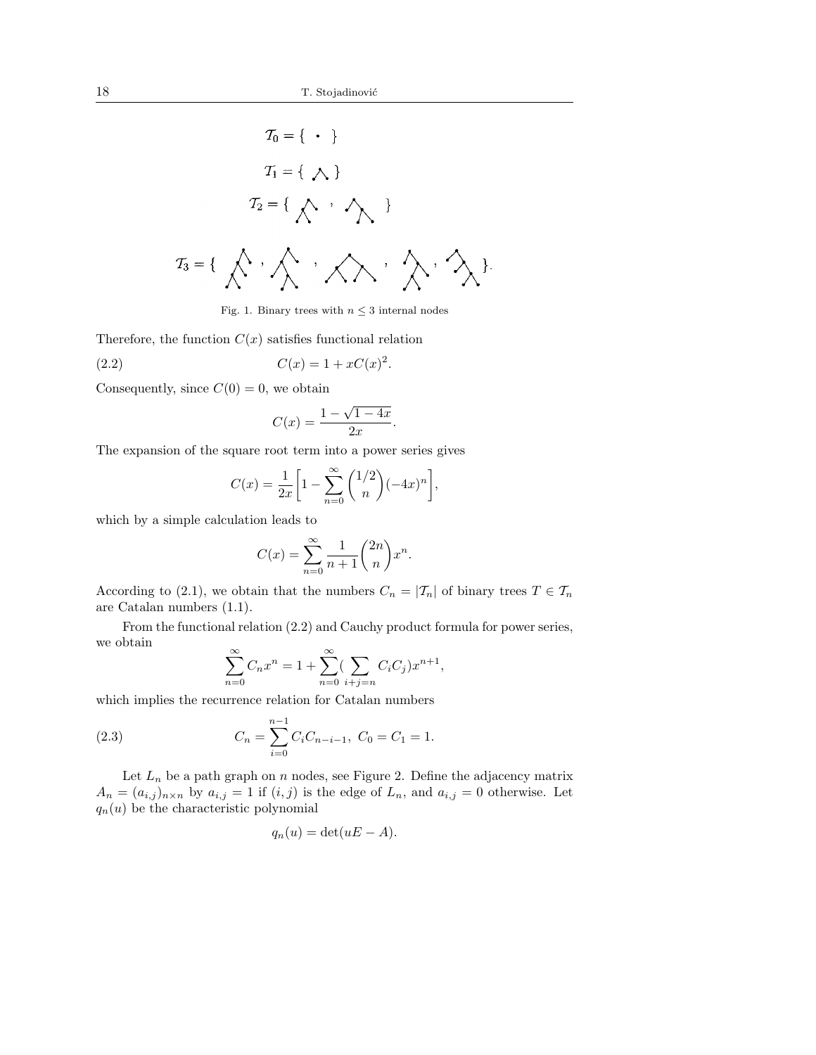$$\mathcal{T}_0 = \{ \ \cdot \ \}$$

$$\mathcal{T}_1 = \{ \ \ \}$$

$$\mathcal{T}_2 = \{ \ \ , \ \ \}$$

$$\mathcal{T}_3 = \{ \ \ , \ \ , \ \ , \ \ , \ \ \}.$$

Fig. 1. Binary trees with $n \leq 3$ internal nodes

Therefore, the function $C(x)$ satisfies functional relation

$$C(x) = 1 + xC(x)^2. \tag{2.2}$$

Consequently, since $C(0) = 0$, we obtain

$$C(x) = \frac{1 - \sqrt{1-4x}}{2x}.$$

The expansion of the square root term into a power series gives

$$C(x) = \frac{1}{2x}\left[1 - \sum_{n=0}^{\infty} \binom{1/2}{n}(-4x)^n\right],$$

which by a simple calculation leads to

$$C(x) = \sum_{n=0}^{\infty} \frac{1}{n+1}\binom{2n}{n} x^n.$$

According to (2.1), we obtain that the numbers $C_n = |\mathcal{T}_n|$ of binary trees $T \in \mathcal{T}_n$ are Catalan numbers (1.1).

From the functional relation (2.2) and Cauchy product formula for power series, we obtain

$$\sum_{n=0}^{\infty} C_n x^n = 1 + \sum_{n=0}^{\infty} \Big(\sum_{i+j=n} C_i C_j\Big) x^{n+1},$$

which implies the recurrence relation for Catalan numbers

$$C_n = \sum_{i=0}^{n-1} C_i C_{n-i-1}, \ C_0 = C_1 = 1. \tag{2.3}$$

Let $L_n$ be a path graph on $n$ nodes, see Figure 2. Define the adjacency matrix $A_n = (a_{i,j})_{n \times n}$ by $a_{i,j} = 1$ if $(i,j)$ is the edge of $L_n$, and $a_{i,j} = 0$ otherwise. Let $q_n(u)$ be the characteristic polynomial

$$q_n(u) = \det(uE - A).$$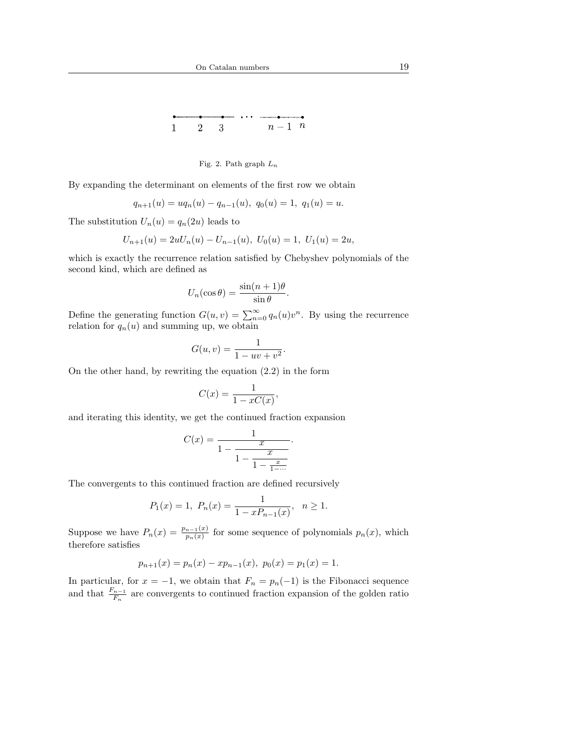1 2 3 ... $n-1$ $n$

Fig. 2. Path graph $L_n$

By expanding the determinant on elements of the first row we obtain

$$q_{n+1}(u) = uq_n(u) - q_{n-1}(u),\ q_0(u) = 1,\ q_1(u) = u.$$

The substitution $U_n(u) = q_n(2u)$ leads to

$$U_{n+1}(u) = 2uU_n(u) - U_{n-1}(u),\ U_0(u) = 1,\ U_1(u) = 2u,$$

which is exactly the recurrence relation satisfied by Chebyshev polynomials of the second kind, which are defined as

$$U_n(\cos\theta) = \frac{\sin(n+1)\theta}{\sin\theta}.$$

Define the generating function $G(u,v) = \sum_{n=0}^{\infty} q_n(u)v^n$. By using the recurrence relation for $q_n(u)$ and summing up, we obtain

$$G(u,v) = \frac{1}{1 - uv + v^2}.$$

On the other hand, by rewriting the equation (2.2) in the form

$$C(x) = \frac{1}{1 - xC(x)},$$

and iterating this identity, we get the continued fraction expansion

$$C(x) = \cfrac{1}{1 - \cfrac{x}{1 - \cfrac{x}{1 - \frac{x}{1 - \cdots}}}}.$$

The convergents to this continued fraction are defined recursively

$$P_1(x) = 1,\ P_n(x) = \frac{1}{1 - xP_{n-1}(x)},\quad n \geq 1.$$

Suppose we have $P_n(x) = \frac{p_{n-1}(x)}{p_n(x)}$ for some sequence of polynomials $p_n(x)$, which therefore satisfies

$$p_{n+1}(x) = p_n(x) - xp_{n-1}(x),\ p_0(x) = p_1(x) = 1.$$

In particular, for $x = -1$, we obtain that $F_n = p_n(-1)$ is the Fibonacci sequence and that $\frac{F_{n-1}}{F_n}$ are convergents to continued fraction expansion of the golden ratio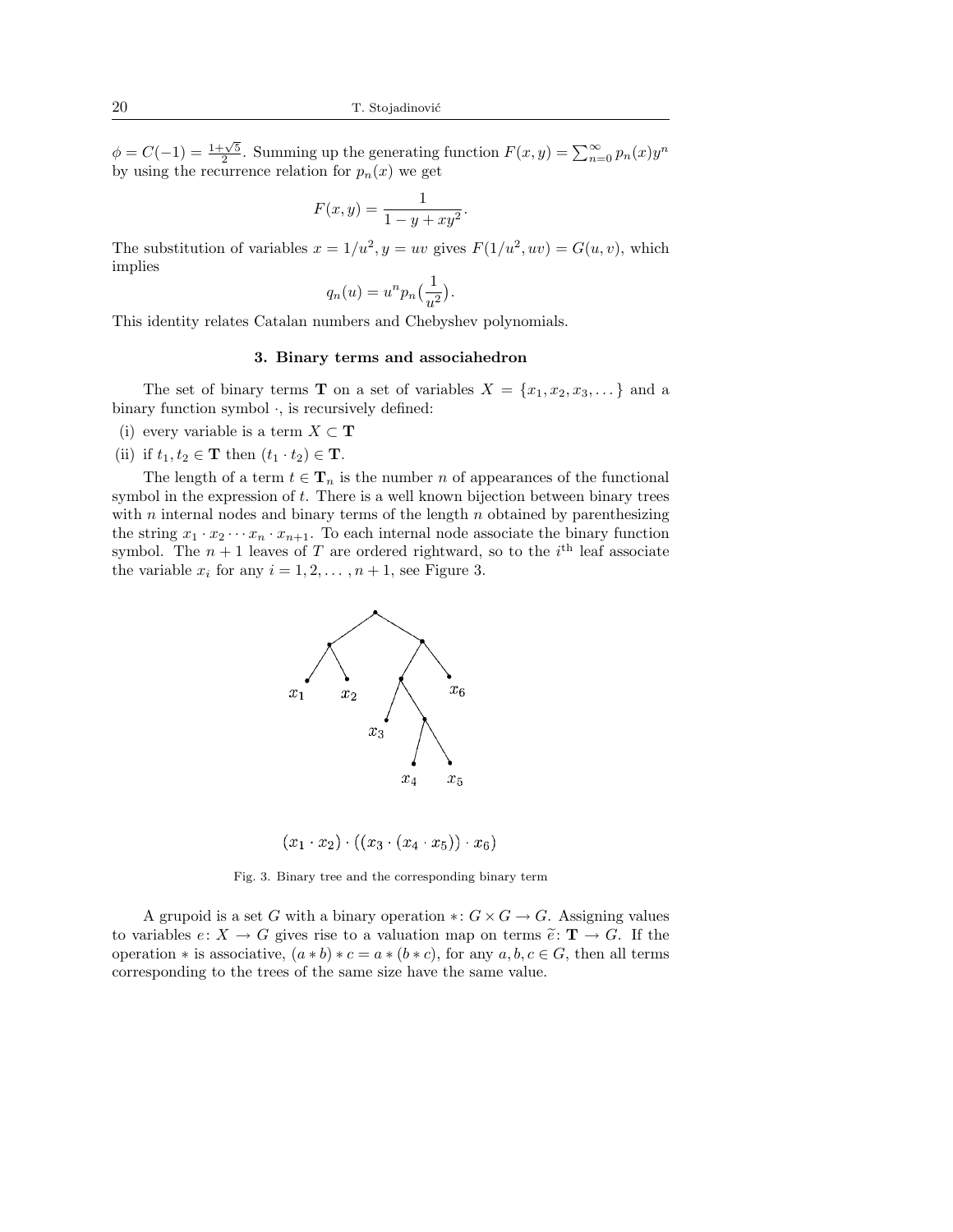$\phi = C(-1) = \frac{1+\sqrt{5}}{2}$. Summing up the generating function $F(x, y) = \sum_{n=0}^{\infty} p_n(x) y^n$ by using the recurrence relation for $p_n(x)$ we get

$$F(x, y) = \frac{1}{1 - y + xy^2}.$$

The substitution of variables $x = 1/u^2, y = uv$ gives $F(1/u^2, uv) = G(u, v)$, which implies

$$q_n(u) = u^n p_n\left(\frac{1}{u^2}\right).$$

This identity relates Catalan numbers and Chebyshev polynomials.

### 3. Binary terms and associahedron

The set of binary terms $\mathbf{T}$ on a set of variables $X = \{x_1, x_2, x_3, \dots\}$ and a binary function symbol $\cdot$, is recursively defined:

(i) every variable is a term $X \subset \mathbf{T}$

(ii) if $t_1, t_2 \in \mathbf{T}$ then $(t_1 \cdot t_2) \in \mathbf{T}$.

The length of a term $t \in \mathbf{T}_n$ is the number $n$ of appearances of the functional symbol in the expression of $t$. There is a well known bijection between binary trees with $n$ internal nodes and binary terms of the length $n$ obtained by parenthesizing the string $x_1 \cdot x_2 \cdots x_n \cdot x_{n+1}$. To each internal node associate the binary function symbol. The $n + 1$ leaves of $T$ are ordered rightward, so to the $i^{\text{th}}$ leaf associate the variable $x_i$ for any $i = 1, 2, \dots, n + 1$, see Figure 3.

$$(x_1 \cdot x_2) \cdot ((x_3 \cdot (x_4 \cdot x_5)) \cdot x_6)$$

Fig. 3. Binary tree and the corresponding binary term

A grupoid is a set $G$ with a binary operation $*\colon G \times G \to G$. Assigning values to variables $e\colon X \to G$ gives rise to a valuation map on terms $\widetilde{e}\colon \mathbf{T} \to G$. If the operation $*$ is associative, $(a * b) * c = a * (b * c)$, for any $a, b, c \in G$, then all terms corresponding to the trees of the same size have the same value.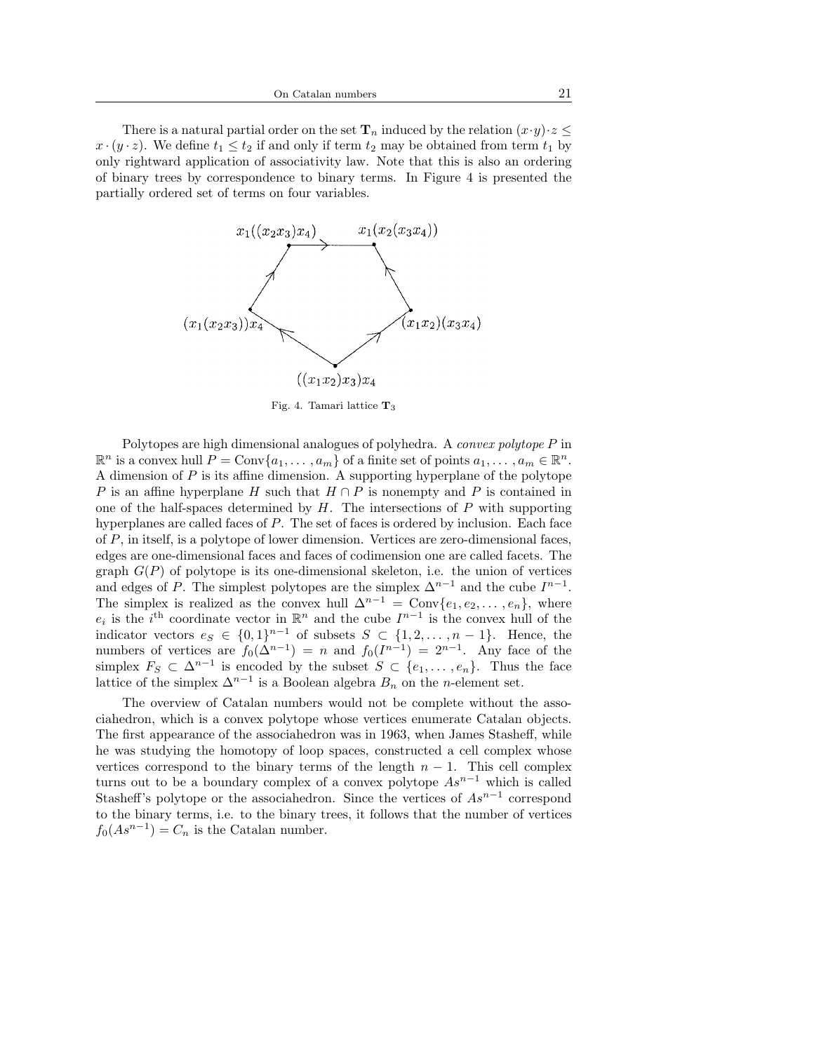There is a natural partial order on the set $\mathbf{T}_n$ induced by the relation $(x \cdot y) \cdot z \leq x \cdot (y \cdot z)$. We define $t_1 \leq t_2$ if and only if term $t_2$ may be obtained from term $t_1$ by only rightward application of associativity law. Note that this is also an ordering of binary trees by correspondence to binary terms. In Figure 4 is presented the partially ordered set of terms on four variables.

$x_1((x_2x_3)x_4)$ $x_1(x_2(x_3x_4))$

$(x_1(x_2x_3))x_4$ $(x_1x_2)(x_3x_4)$

$((x_1x_2)x_3)x_4$

Fig. 4. Tamari lattice $\mathbf{T}_3$

Polytopes are high dimensional analogues of polyhedra. A *convex polytope* $P$ in $\mathbb{R}^n$ is a convex hull $P = \text{Conv}\{a_1, \ldots, a_m\}$ of a finite set of points $a_1, \ldots, a_m \in \mathbb{R}^n$. A dimension of $P$ is its affine dimension. A supporting hyperplane of the polytope $P$ is an affine hyperplane $H$ such that $H \cap P$ is nonempty and $P$ is contained in one of the half-spaces determined by $H$. The intersections of $P$ with supporting hyperplanes are called faces of $P$. The set of faces is ordered by inclusion. Each face of $P$, in itself, is a polytope of lower dimension. Vertices are zero-dimensional faces, edges are one-dimensional faces and faces of codimension one are called facets. The graph $G(P)$ of polytope is its one-dimensional skeleton, i.e. the union of vertices and edges of $P$. The simplest polytopes are the simplex $\Delta^{n-1}$ and the cube $I^{n-1}$. The simplex is realized as the convex hull $\Delta^{n-1} = \text{Conv}\{e_1, e_2, \ldots, e_n\}$, where $e_i$ is the $i^{\text{th}}$ coordinate vector in $\mathbb{R}^n$ and the cube $I^{n-1}$ is the convex hull of the indicator vectors $e_S \in \{0,1\}^{n-1}$ of subsets $S \subset \{1, 2, \ldots, n-1\}$. Hence, the numbers of vertices are $f_0(\Delta^{n-1}) = n$ and $f_0(I^{n-1}) = 2^{n-1}$. Any face of the simplex $F_S \subset \Delta^{n-1}$ is encoded by the subset $S \subset \{e_1, \ldots, e_n\}$. Thus the face lattice of the simplex $\Delta^{n-1}$ is a Boolean algebra $B_n$ on the $n$-element set.

The overview of Catalan numbers would not be complete without the associahedron, which is a convex polytope whose vertices enumerate Catalan objects. The first appearance of the associahedron was in 1963, when James Stasheff, while he was studying the homotopy of loop spaces, constructed a cell complex whose vertices correspond to the binary terms of the length $n-1$. This cell complex turns out to be a boundary complex of a convex polytope $As^{n-1}$ which is called Stasheff's polytope or the associahedron. Since the vertices of $As^{n-1}$ correspond to the binary terms, i.e. to the binary trees, it follows that the number of vertices $f_0(As^{n-1}) = C_n$ is the Catalan number.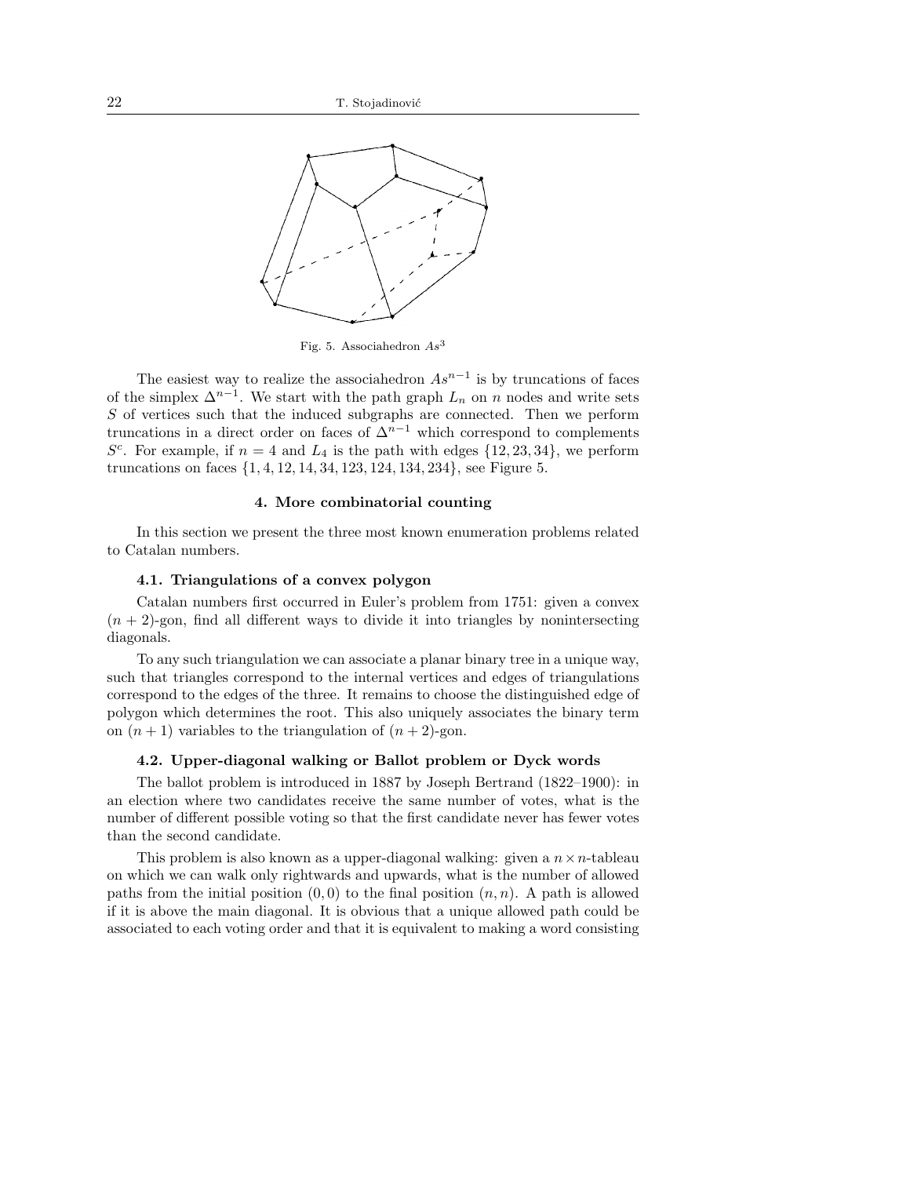Fig. 5. Associahedron $As^3$

The easiest way to realize the associahedron $As^{n-1}$ is by truncations of faces of the simplex $\Delta^{n-1}$. We start with the path graph $L_n$ on $n$ nodes and write sets $S$ of vertices such that the induced subgraphs are connected. Then we perform truncations in a direct order on faces of $\Delta^{n-1}$ which correspond to complements $S^c$. For example, if $n = 4$ and $L_4$ is the path with edges $\{12, 23, 34\}$, we perform truncations on faces $\{1, 4, 12, 14, 34, 123, 124, 134, 234\}$, see Figure 5.

## 4. More combinatorial counting

In this section we present the three most known enumeration problems related to Catalan numbers.

### 4.1. Triangulations of a convex polygon

Catalan numbers first occurred in Euler's problem from 1751: given a convex $(n + 2)$-gon, find all different ways to divide it into triangles by nonintersecting diagonals.

To any such triangulation we can associate a planar binary tree in a unique way, such that triangles correspond to the internal vertices and edges of triangulations correspond to the edges of the three. It remains to choose the distinguished edge of polygon which determines the root. This also uniquely associates the binary term on $(n + 1)$ variables to the triangulation of $(n + 2)$-gon.

### 4.2. Upper-diagonal walking or Ballot problem or Dyck words

The ballot problem is introduced in 1887 by Joseph Bertrand (1822–1900): in an election where two candidates receive the same number of votes, what is the number of different possible voting so that the first candidate never has fewer votes than the second candidate.

This problem is also known as a upper-diagonal walking: given a $n \times n$-tableau on which we can walk only rightwards and upwards, what is the number of allowed paths from the initial position $(0, 0)$ to the final position $(n, n)$. A path is allowed if it is above the main diagonal. It is obvious that a unique allowed path could be associated to each voting order and that it is equivalent to making a word consisting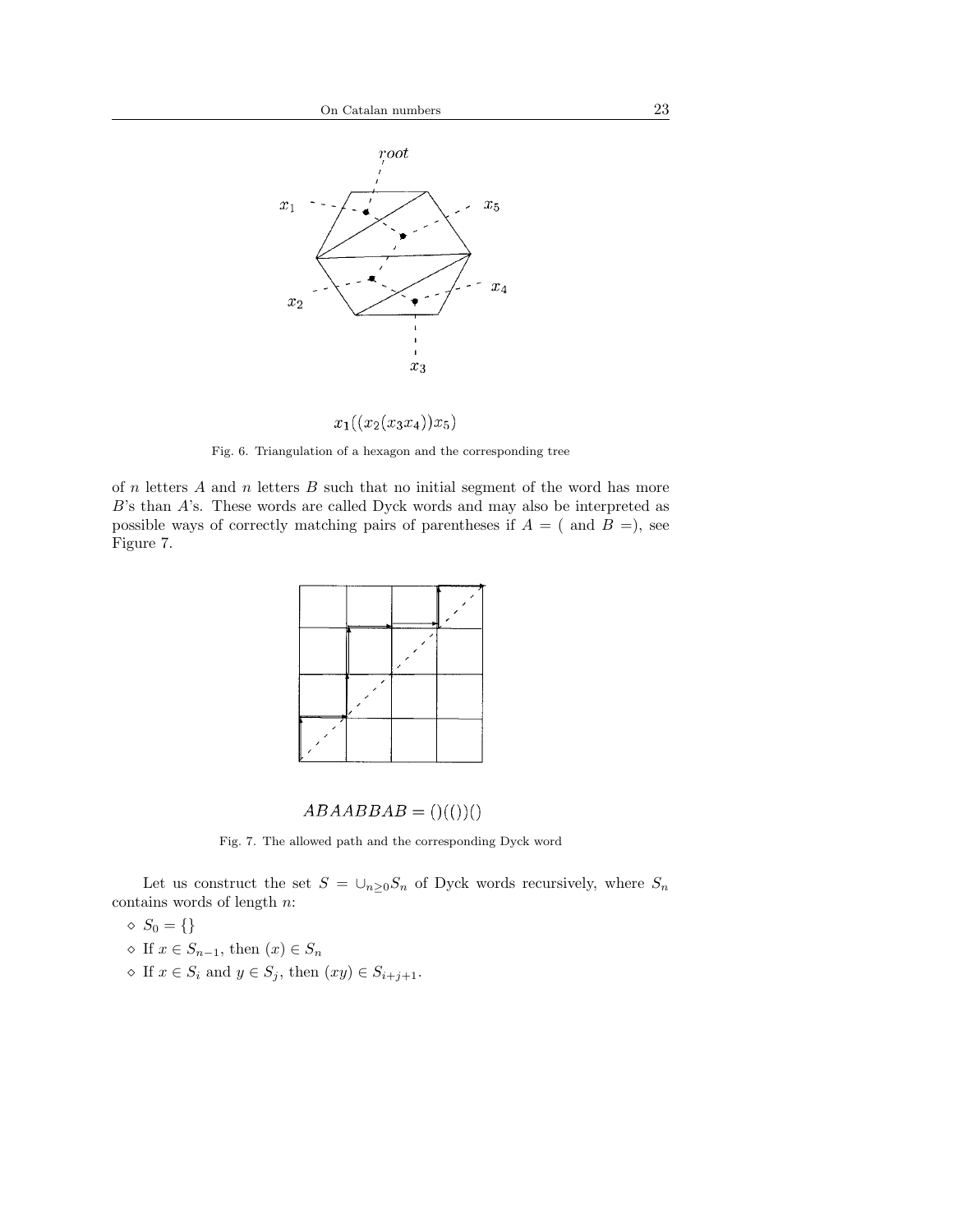$x_1((x_2(x_3x_4))x_5)$

Fig. 6. Triangulation of a hexagon and the corresponding tree

of $n$ letters $A$ and $n$ letters $B$ such that no initial segment of the word has more $B$'s than $A$'s. These words are called Dyck words and may also be interpreted as possible ways of correctly matching pairs of parentheses if $A =$ ( and $B =$), see Figure 7.

$ABAABBAB = ()(())()$

Fig. 7. The allowed path and the corresponding Dyck word

Let us construct the set $S = \cup_{n \geq 0} S_n$ of Dyck words recursively, where $S_n$ contains words of length $n$:

- ◇ $S_0 = \{\}$
- ◇ If $x \in S_{n-1}$, then $(x) \in S_n$
- ◇ If $x \in S_i$ and $y \in S_j$, then $(xy) \in S_{i+j+1}$.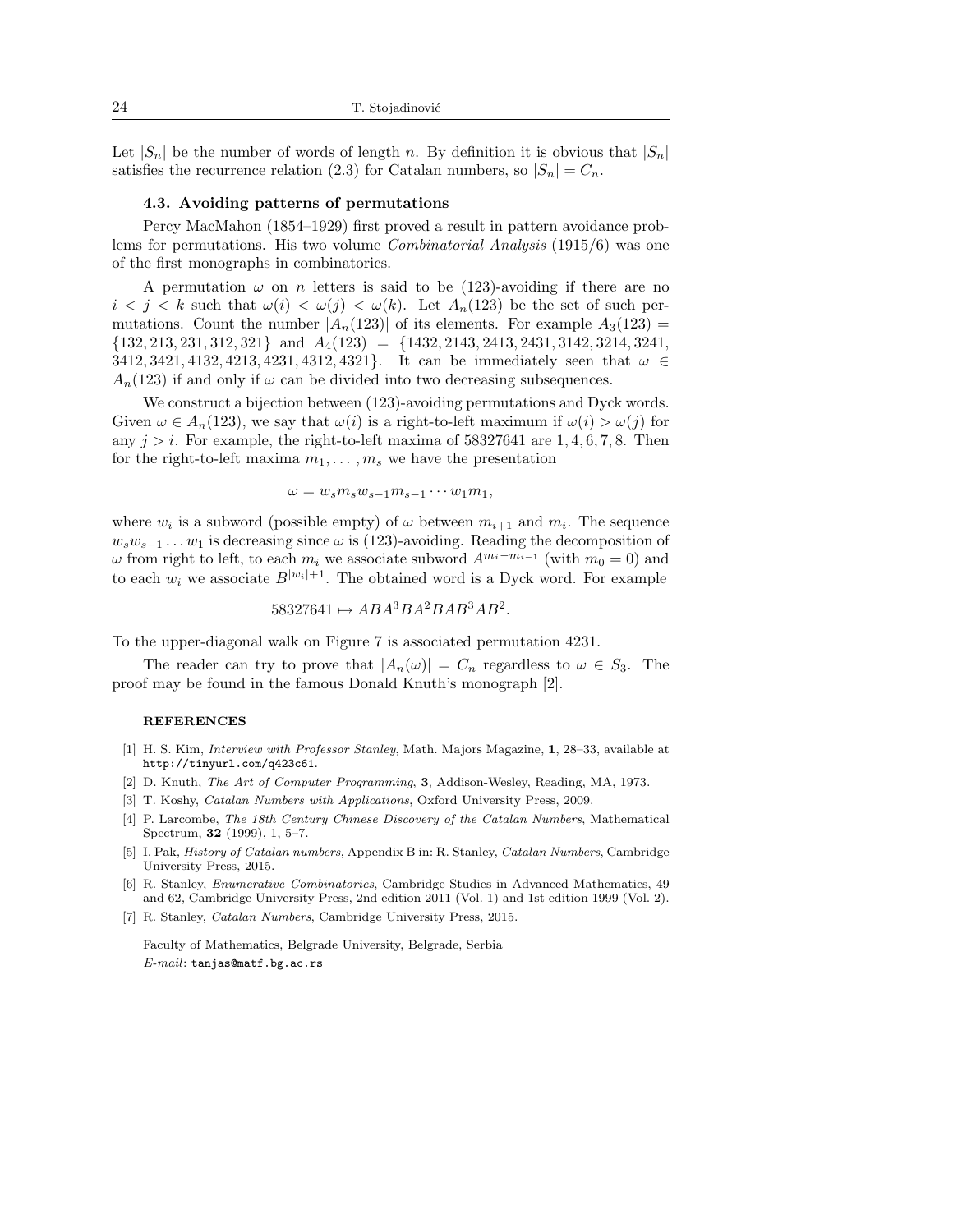Let $|S_n|$ be the number of words of length $n$. By definition it is obvious that $|S_n|$ satisfies the recurrence relation (2.3) for Catalan numbers, so $|S_n| = C_n$.

### 4.3. Avoiding patterns of permutations

Percy MacMahon (1854–1929) first proved a result in pattern avoidance problems for permutations. His two volume *Combinatorial Analysis* (1915/6) was one of the first monographs in combinatorics.

A permutation $\omega$ on $n$ letters is said to be (123)-avoiding if there are no $i < j < k$ such that $\omega(i) < \omega(j) < \omega(k)$. Let $A_n(123)$ be the set of such permutations. Count the number $|A_n(123)|$ of its elements. For example $A_3(123) = \{132, 213, 231, 312, 321\}$ and $A_4(123) = \{1432, 2143, 2413, 2431, 3142, 3214, 3241, 3412, 3421, 4132, 4213, 4231, 4312, 4321\}$. It can be immediately seen that $\omega \in A_n(123)$ if and only if $\omega$ can be divided into two decreasing subsequences.

We construct a bijection between (123)-avoiding permutations and Dyck words. Given $\omega \in A_n(123)$, we say that $\omega(i)$ is a right-to-left maximum if $\omega(i) > \omega(j)$ for any $j > i$. For example, the right-to-left maxima of 58327641 are $1, 4, 6, 7, 8$. Then for the right-to-left maxima $m_1, \dots, m_s$ we have the presentation

$$\omega = w_s m_s w_{s-1} m_{s-1} \cdots w_1 m_1,$$

where $w_i$ is a subword (possible empty) of $\omega$ between $m_{i+1}$ and $m_i$. The sequence $w_s w_{s-1} \dots w_1$ is decreasing since $\omega$ is (123)-avoiding. Reading the decomposition of $\omega$ from right to left, to each $m_i$ we associate subword $A^{m_i - m_{i-1}}$ (with $m_0 = 0$) and to each $w_i$ we associate $B^{|w_i|+1}$. The obtained word is a Dyck word. For example

$$58327641 \mapsto ABA^3BA^2BAB^3AB^2.$$

To the upper-diagonal walk on Figure 7 is associated permutation 4231.

The reader can try to prove that $|A_n(\omega)| = C_n$ regardless to $\omega \in S_3$. The proof may be found in the famous Donald Knuth's monograph [2].

#### REFERENCES

[1] H. S. Kim, *Interview with Professor Stanley*, Math. Majors Magazine, **1**, 28–33, available at http://tinyurl.com/q423c61.

[2] D. Knuth, *The Art of Computer Programming*, **3**, Addison-Wesley, Reading, MA, 1973.

[3] T. Koshy, *Catalan Numbers with Applications*, Oxford University Press, 2009.

[4] P. Larcombe, *The 18th Century Chinese Discovery of the Catalan Numbers*, Mathematical Spectrum, **32** (1999), 1, 5–7.

[5] I. Pak, *History of Catalan numbers*, Appendix B in: R. Stanley, *Catalan Numbers*, Cambridge University Press, 2015.

[6] R. Stanley, *Enumerative Combinatorics*, Cambridge Studies in Advanced Mathematics, 49 and 62, Cambridge University Press, 2nd edition 2011 (Vol. 1) and 1st edition 1999 (Vol. 2).

[7] R. Stanley, *Catalan Numbers*, Cambridge University Press, 2015.

Faculty of Mathematics, Belgrade University, Belgrade, Serbia

*E-mail*: tanjas@matf.bg.ac.rs